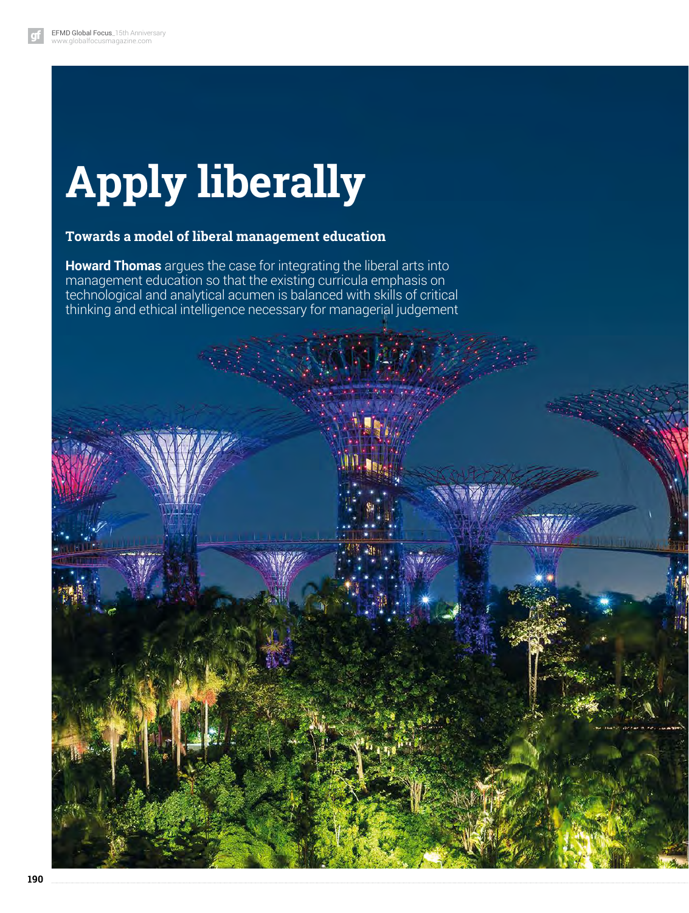# Apply liberally

**Towards a model of liberal management education**

**Howard Thomas** argues the case for integrating the liberal arts into management education so that the existing curricula emphasis on technological and analytical acumen is balanced with skills of critical thinking and ethical intelligence necessary for managerial judgement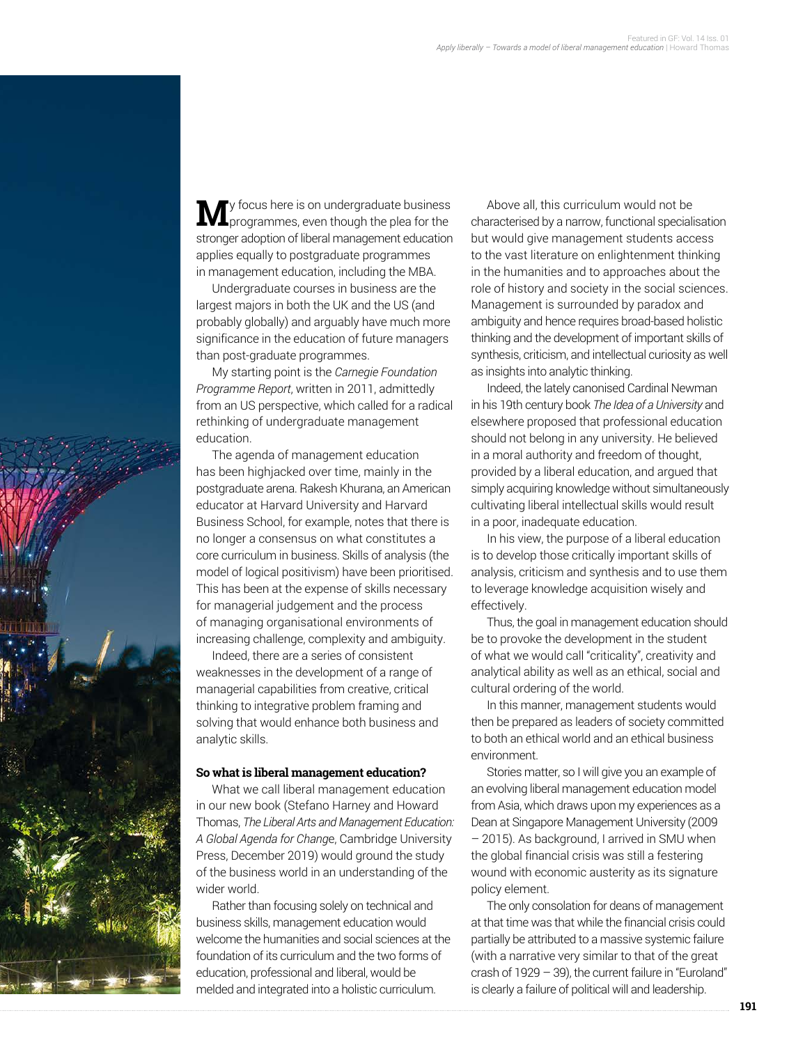My focus here is on undergraduate business programmes, even though the plea for the stronger adoption of liberal management education applies equally to postgraduate programmes in management education, including the MBA.

Undergraduate courses in business are the largest majors in both the UK and the US (and probably globally) and arguably have much more significance in the education of future managers than post-graduate programmes.

My starting point is the *Carnegie Foundation Programme Report*, written in 2011, admittedly from an US perspective, which called for a radical rethinking of undergraduate management education.

The agenda of management education has been highjacked over time, mainly in the postgraduate arena. Rakesh Khurana, an American educator at Harvard University and Harvard Business School, for example, notes that there is no longer a consensus on what constitutes a core curriculum in business. Skills of analysis (the model of logical positivism) have been prioritised. This has been at the expense of skills necessary for managerial judgement and the process of managing organisational environments of increasing challenge, complexity and ambiguity.

Indeed, there are a series of consistent weaknesses in the development of a range of managerial capabilities from creative, critical thinking to integrative problem framing and solving that would enhance both business and analytic skills.

**So what is liberal management education?**

What we call liberal management education in our new book (Stefano Harney and Howard Thomas, *The Liberal Arts and Management Education: A Global Agenda for Change*, Cambridge University Press, December 2019) would ground the study of the business world in an understanding of the wider world.

Rather than focusing solely on technical and business skills, management education would welcome the humanities and social sciences at the foundation of its curriculum and the two forms of education, professional and liberal, would be melded and integrated into a holistic curriculum.

Above all, this curriculum would not be characterised by a narrow, functional specialisation but would give management students access to the vast literature on enlightenment thinking in the humanities and to approaches about the role of history and society in the social sciences. Management is surrounded by paradox and ambiguity and hence requires broad-based holistic thinking and the development of important skills of synthesis, criticism, and intellectual curiosity as well as insights into analytic thinking.

Indeed, the lately canonised Cardinal Newman in his 19th century book *The Idea of a University* and elsewhere proposed that professional education should not belong in any university. He believed in a moral authority and freedom of thought, provided by a liberal education, and argued that simply acquiring knowledge without simultaneously cultivating liberal intellectual skills would result in a poor, inadequate education.

In his view, the purpose of a liberal education is to develop those critically important skills of analysis, criticism and synthesis and to use them to leverage knowledge acquisition wisely and effectively.

Thus, the goal in management education should be to provoke the development in the student of what we would call "criticality", creativity and analytical ability as well as an ethical, social and cultural ordering of the world.

In this manner, management students would then be prepared as leaders of society committed to both an ethical world and an ethical business environment.

Stories matter, so I will give you an example of an evolving liberal management education model from Asia, which draws upon my experiences as a Dean at Singapore Management University (2009 – 2015). As background, I arrived in SMU when the global financial crisis was still a festering wound with economic austerity as its signature policy element.

The only consolation for deans of management at that time was that while the financial crisis could partially be attributed to a massive systemic failure (with a narrative very similar to that of the great crash of 1929 – 39), the current failure in "Euroland" is clearly a failure of political will and leadership.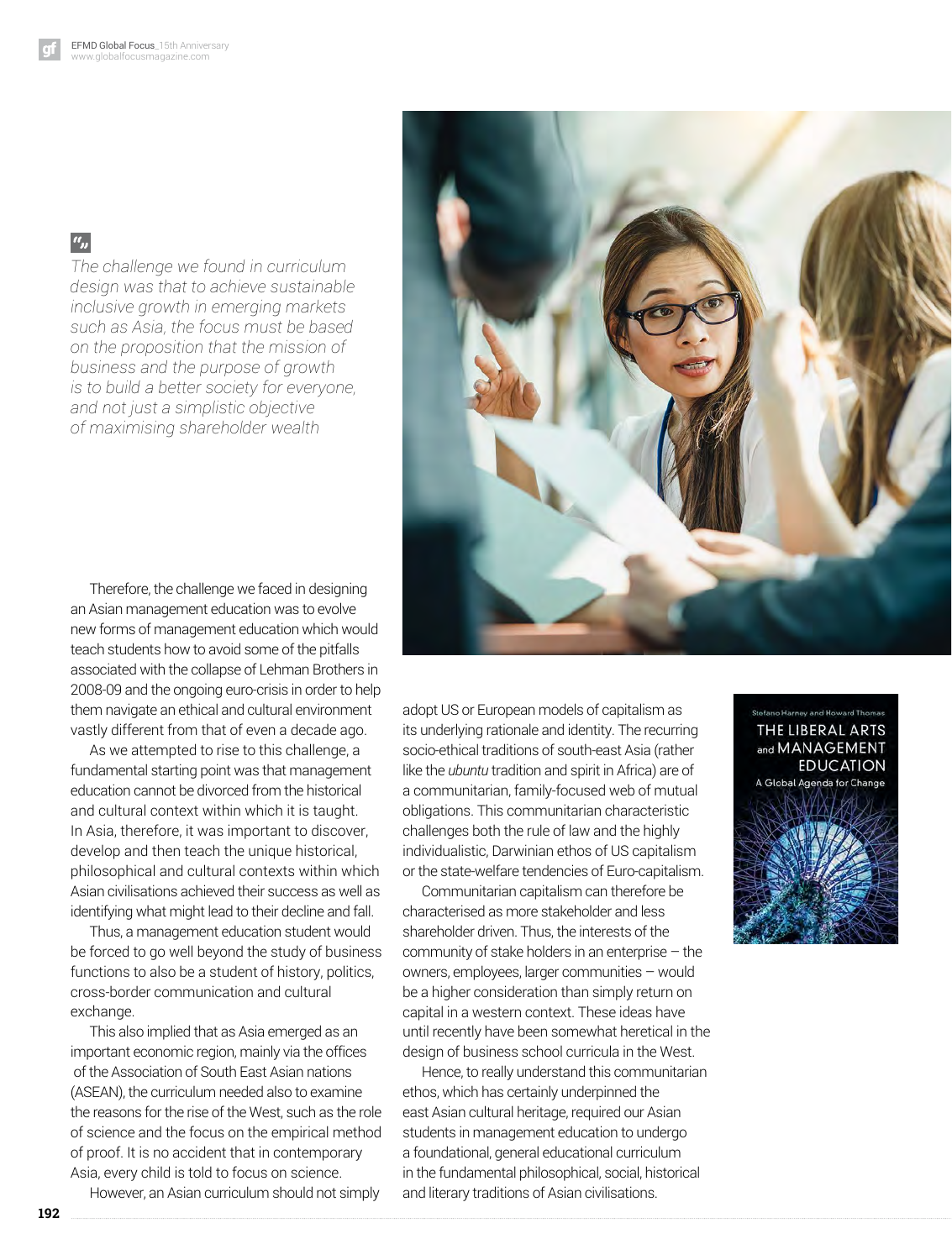> The challenge we found in curriculum design was that to achieve sustainable inclusive growth in emerging markets such as Asia, the focus must be based on the proposition that the mission of business and the purpose of growth is to build a better society for everyone, and not just a simplistic objective of maximising shareholder wealth

Therefore, the challenge we faced in designing an Asian management education was to evolve new forms of management education which would teach students how to avoid some of the pitfalls associated with the collapse of Lehman Brothers in 2008-09 and the ongoing euro-crisis in order to help them navigate an ethical and cultural environment vastly different from that of even a decade ago.

As we attempted to rise to this challenge, a fundamental starting point was that management education cannot be divorced from the historical and cultural context within which it is taught. In Asia, therefore, it was important to discover, develop and then teach the unique historical, philosophical and cultural contexts within which Asian civilisations achieved their success as well as identifying what might lead to their decline and fall.

Thus, a management education student would be forced to go well beyond the study of business functions to also be a student of history, politics, cross-border communication and cultural exchange.

This also implied that as Asia emerged as an important economic region, mainly via the offices of the Association of South East Asian nations (ASEAN), the curriculum needed also to examine the reasons for the rise of the West, such as the role of science and the focus on the empirical method of proof. It is no accident that in contemporary Asia, every child is told to focus on science.

However, an Asian curriculum should not simply adopt US or European models of capitalism as its underlying rationale and identity. The recurring socio-ethical traditions of south-east Asia (rather like the *ubuntu* tradition and spirit in Africa) are of a communitarian, family-focused web of mutual obligations. This communitarian characteristic challenges both the rule of law and the highly individualistic, Darwinian ethos of US capitalism or the state-welfare tendencies of Euro-capitalism.

Communitarian capitalism can therefore be characterised as more stakeholder and less shareholder driven. Thus, the interests of the community of stake holders in an enterprise – the owners, employees, larger communities – would be a higher consideration than simply return on capital in a western context. These ideas have until recently have been somewhat heretical in the design of business school curricula in the West.

Hence, to really understand this communitarian ethos, which has certainly underpinned the east Asian cultural heritage, required our Asian students in management education to undergo a foundational, general educational curriculum in the fundamental philosophical, social, historical and literary traditions of Asian civilisations.

Stefano Harney and Howard Thomas
THE LIBERAL ARTS and MANAGEMENT EDUCATION
A Global Agenda for Change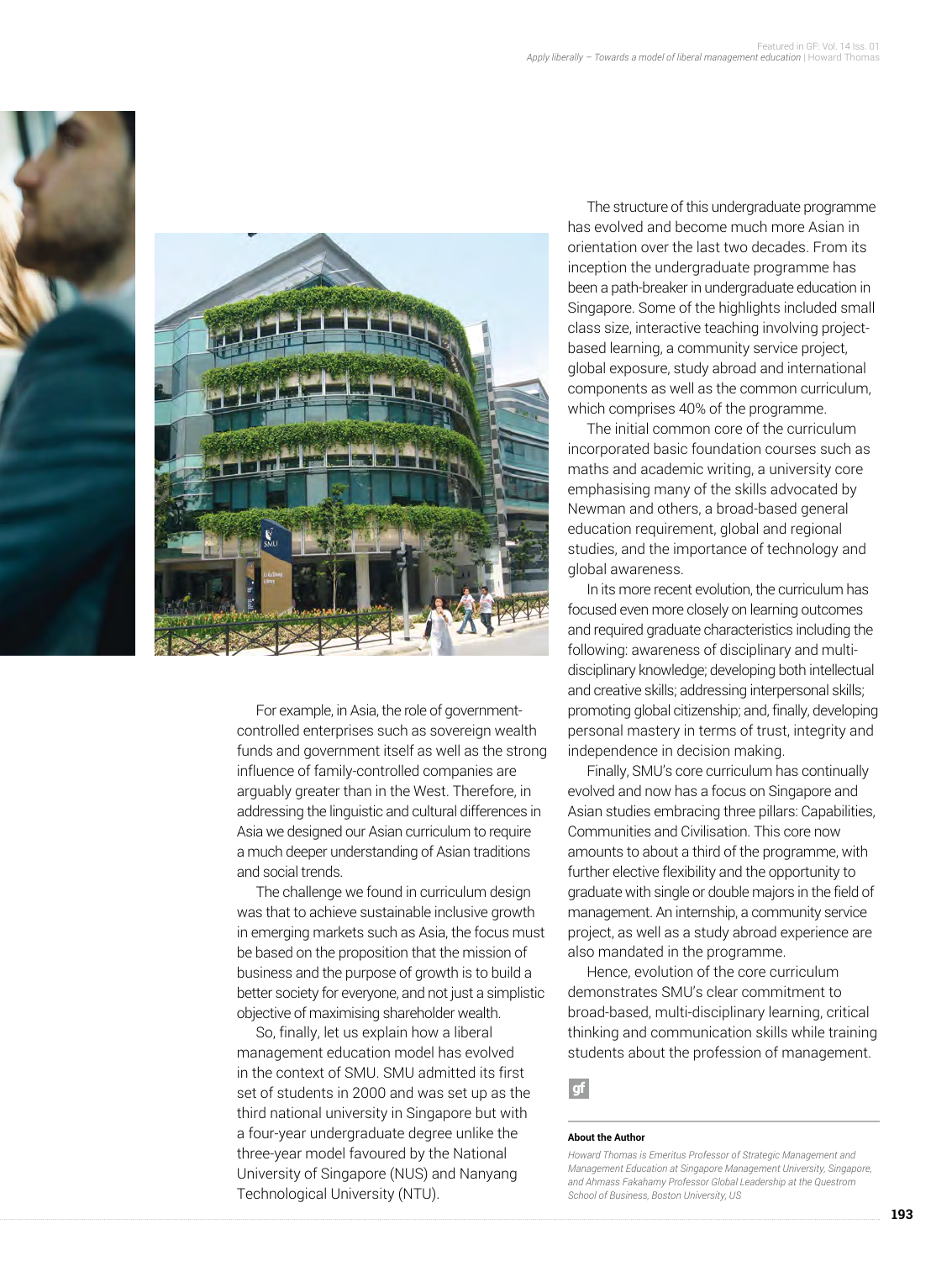For example, in Asia, the role of government-controlled enterprises such as sovereign wealth funds and government itself as well as the strong influence of family-controlled companies are arguably greater than in the West. Therefore, in addressing the linguistic and cultural differences in Asia we designed our Asian curriculum to require a much deeper understanding of Asian traditions and social trends.

The challenge we found in curriculum design was that to achieve sustainable inclusive growth in emerging markets such as Asia, the focus must be based on the proposition that the mission of business and the purpose of growth is to build a better society for everyone, and not just a simplistic objective of maximising shareholder wealth.

So, finally, let us explain how a liberal management education model has evolved in the context of SMU. SMU admitted its first set of students in 2000 and was set up as the third national university in Singapore but with a four-year undergraduate degree unlike the three-year model favoured by the National University of Singapore (NUS) and Nanyang Technological University (NTU).

The structure of this undergraduate programme has evolved and become much more Asian in orientation over the last two decades. From its inception the undergraduate programme has been a path-breaker in undergraduate education in Singapore. Some of the highlights included small class size, interactive teaching involving project-based learning, a community service project, global exposure, study abroad and international components as well as the common curriculum, which comprises 40% of the programme.

The initial common core of the curriculum incorporated basic foundation courses such as maths and academic writing, a university core emphasising many of the skills advocated by Newman and others, a broad-based general education requirement, global and regional studies, and the importance of technology and global awareness.

In its more recent evolution, the curriculum has focused even more closely on learning outcomes and required graduate characteristics including the following: awareness of disciplinary and multi-disciplinary knowledge; developing both intellectual and creative skills; addressing interpersonal skills; promoting global citizenship; and, finally, developing personal mastery in terms of trust, integrity and independence in decision making.

Finally, SMU's core curriculum has continually evolved and now has a focus on Singapore and Asian studies embracing three pillars: Capabilities, Communities and Civilisation. This core now amounts to about a third of the programme, with further elective flexibility and the opportunity to graduate with single or double majors in the field of management. An internship, a community service project, as well as a study abroad experience are also mandated in the programme.

Hence, evolution of the core curriculum demonstrates SMU's clear commitment to broad-based, multi-disciplinary learning, critical thinking and communication skills while training students about the profession of management.

**About the Author**

*Howard Thomas is Emeritus Professor of Strategic Management and Management Education at Singapore Management University, Singapore, and Ahmass Fakahamy Professor Global Leadership at the Questrom School of Business, Boston University, US*